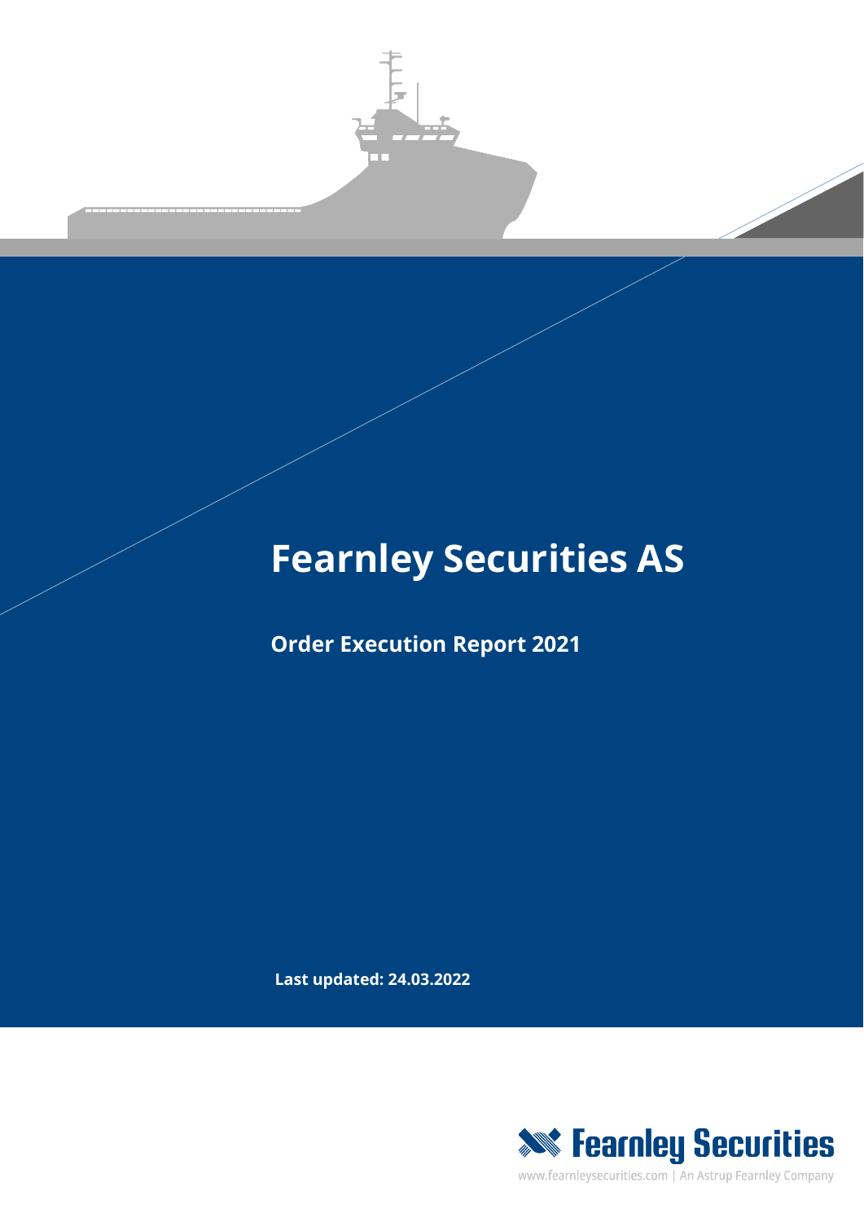# Fearnley Securities AS

## Order Execution Report 2021

**Last updated: 24.03.2022**

Fearnley Securities

www.fearnleysecurities.com | An Astrup Fearnley Company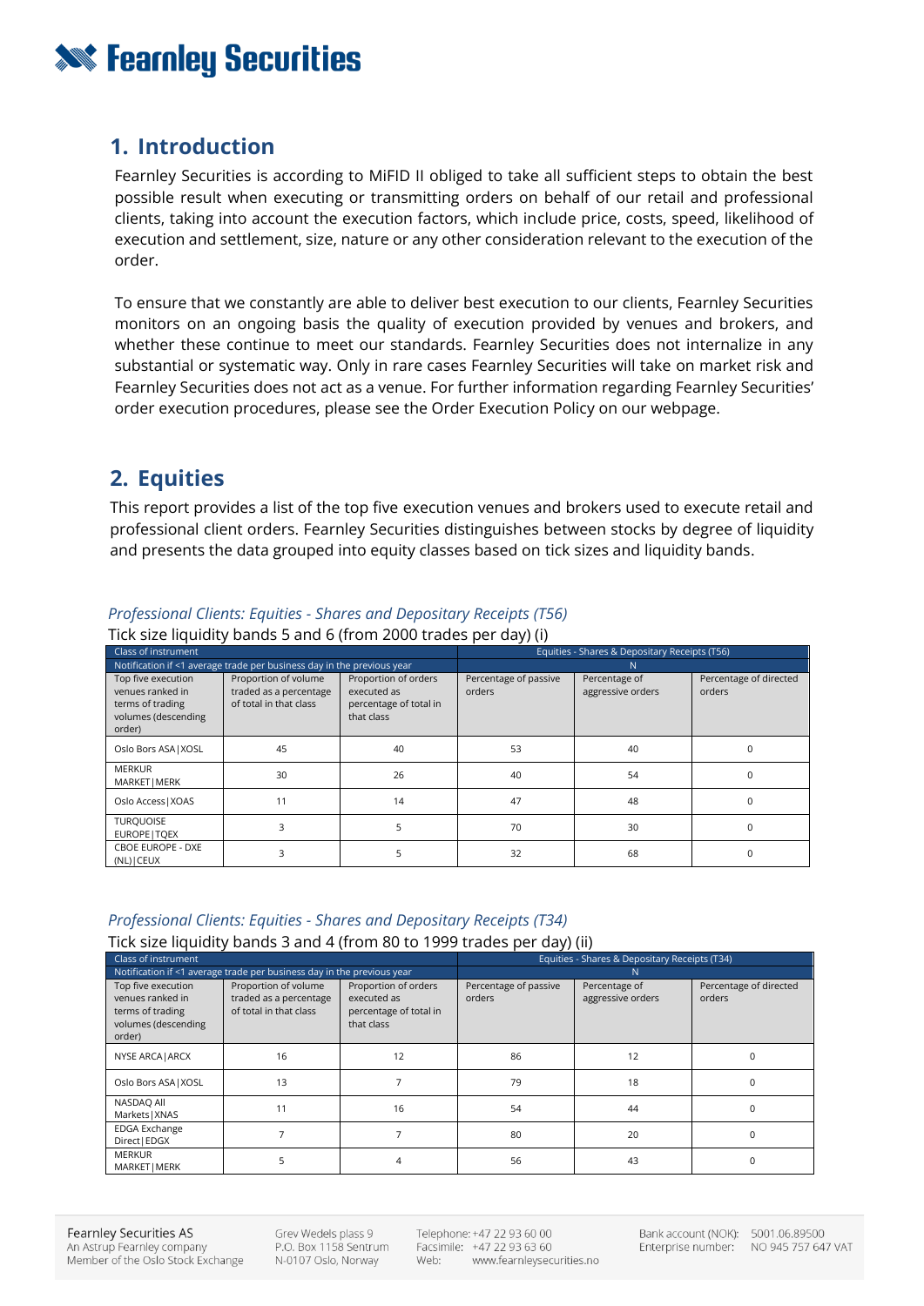## 1. Introduction

Fearnley Securities is according to MiFID II obliged to take all sufficient steps to obtain the best possible result when executing or transmitting orders on behalf of our retail and professional clients, taking into account the execution factors, which include price, costs, speed, likelihood of execution and settlement, size, nature or any other consideration relevant to the execution of the order.

To ensure that we constantly are able to deliver best execution to our clients, Fearnley Securities monitors on an ongoing basis the quality of execution provided by venues and brokers, and whether these continue to meet our standards. Fearnley Securities does not internalize in any substantial or systematic way. Only in rare cases Fearnley Securities will take on market risk and Fearnley Securities does not act as a venue. For further information regarding Fearnley Securities' order execution procedures, please see the Order Execution Policy on our webpage.

## 2. Equities

This report provides a list of the top five execution venues and brokers used to execute retail and professional client orders. Fearnley Securities distinguishes between stocks by degree of liquidity and presents the data grouped into equity classes based on tick sizes and liquidity bands.

*Professional Clients: Equities - Shares and Depositary Receipts (T56)*

Tick size liquidity bands 5 and 6 (from 2000 trades per day) (i)

| Class of instrument | | | Equities - Shares & Depositary Receipts (T56) | | |
|---|---|---|---|---|---|
| Notification if <1 average trade per business day in the previous year | | | N | | |
| Top five execution venues ranked in terms of trading volumes (descending order) | Proportion of volume traded as a percentage of total in that class | Proportion of orders executed as percentage of total in that class | Percentage of passive orders | Percentage of aggressive orders | Percentage of directed orders |
| Oslo Bors ASA\|XOSL | 45 | 40 | 53 | 40 | 0 |
| MERKUR MARKET\|MERK | 30 | 26 | 40 | 54 | 0 |
| Oslo Access\|XOAS | 11 | 14 | 47 | 48 | 0 |
| TURQUOISE EUROPE\|TQEX | 3 | 5 | 70 | 30 | 0 |
| CBOE EUROPE - DXE (NL)\|CEUX | 3 | 5 | 32 | 68 | 0 |

*Professional Clients: Equities - Shares and Depositary Receipts (T34)*

Tick size liquidity bands 3 and 4 (from 80 to 1999 trades per day) (ii)

| Class of instrument | | | Equities - Shares & Depositary Receipts (T34) | | |
|---|---|---|---|---|---|
| Notification if <1 average trade per business day in the previous year | | | N | | |
| Top five execution venues ranked in terms of trading volumes (descending order) | Proportion of volume traded as a percentage of total in that class | Proportion of orders executed as percentage of total in that class | Percentage of passive orders | Percentage of aggressive orders | Percentage of directed orders |
| NYSE ARCA\|ARCX | 16 | 12 | 86 | 12 | 0 |
| Oslo Bors ASA\|XOSL | 13 | 7 | 79 | 18 | 0 |
| NASDAQ All Markets\|XNAS | 11 | 16 | 54 | 44 | 0 |
| EDGA Exchange Direct\|EDGX | 7 | 7 | 80 | 20 | 0 |
| MERKUR MARKET\|MERK | 5 | 4 | 56 | 43 | 0 |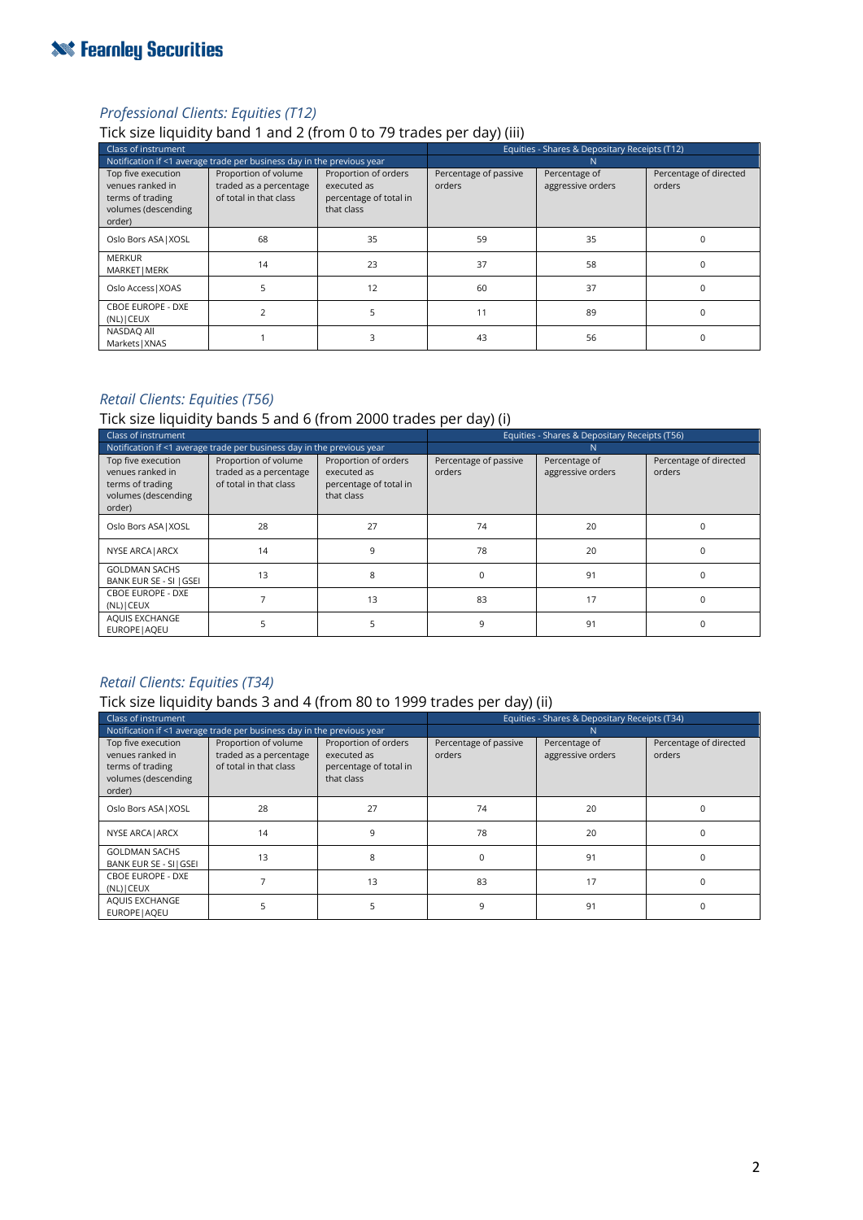### *Professional Clients: Equities (T12)*

Tick size liquidity band 1 and 2 (from 0 to 79 trades per day) (iii)

| Class of instrument | | | Equities - Shares & Depositary Receipts (T12) | | |
|---|---|---|---|---|---|
| Notification if <1 average trade per business day in the previous year | | | N | | |
| Top five execution venues ranked in terms of trading volumes (descending order) | Proportion of volume traded as a percentage of total in that class | Proportion of orders executed as percentage of total in that class | Percentage of passive orders | Percentage of aggressive orders | Percentage of directed orders |
| Oslo Bors ASA\|XOSL | 68 | 35 | 59 | 35 | 0 |
| MERKUR MARKET\|MERK | 14 | 23 | 37 | 58 | 0 |
| Oslo Access\|XOAS | 5 | 12 | 60 | 37 | 0 |
| CBOE EUROPE - DXE (NL)\|CEUX | 2 | 5 | 11 | 89 | 0 |
| NASDAQ All Markets\|XNAS | 1 | 3 | 43 | 56 | 0 |

### *Retail Clients: Equities (T56)*

Tick size liquidity bands 5 and 6 (from 2000 trades per day) (i)

| Class of instrument | | | Equities - Shares & Depositary Receipts (T56) | | |
|---|---|---|---|---|---|
| Notification if <1 average trade per business day in the previous year | | | N | | |
| Top five execution venues ranked in terms of trading volumes (descending order) | Proportion of volume traded as a percentage of total in that class | Proportion of orders executed as percentage of total in that class | Percentage of passive orders | Percentage of aggressive orders | Percentage of directed orders |
| Oslo Bors ASA\|XOSL | 28 | 27 | 74 | 20 | 0 |
| NYSE ARCA\|ARCX | 14 | 9 | 78 | 20 | 0 |
| GOLDMAN SACHS BANK EUR SE - SI \|GSEI | 13 | 8 | 0 | 91 | 0 |
| CBOE EUROPE - DXE (NL)\|CEUX | 7 | 13 | 83 | 17 | 0 |
| AQUIS EXCHANGE EUROPE\|AQEU | 5 | 5 | 9 | 91 | 0 |

### *Retail Clients: Equities (T34)*

Tick size liquidity bands 3 and 4 (from 80 to 1999 trades per day) (ii)

| Class of instrument | | | Equities - Shares & Depositary Receipts (T34) | | |
|---|---|---|---|---|---|
| Notification if <1 average trade per business day in the previous year | | | N | | |
| Top five execution venues ranked in terms of trading volumes (descending order) | Proportion of volume traded as a percentage of total in that class | Proportion of orders executed as percentage of total in that class | Percentage of passive orders | Percentage of aggressive orders | Percentage of directed orders |
| Oslo Bors ASA\|XOSL | 28 | 27 | 74 | 20 | 0 |
| NYSE ARCA\|ARCX | 14 | 9 | 78 | 20 | 0 |
| GOLDMAN SACHS BANK EUR SE - SI\|GSEI | 13 | 8 | 0 | 91 | 0 |
| CBOE EUROPE - DXE (NL)\|CEUX | 7 | 13 | 83 | 17 | 0 |
| AQUIS EXCHANGE EUROPE\|AQEU | 5 | 5 | 9 | 91 | 0 |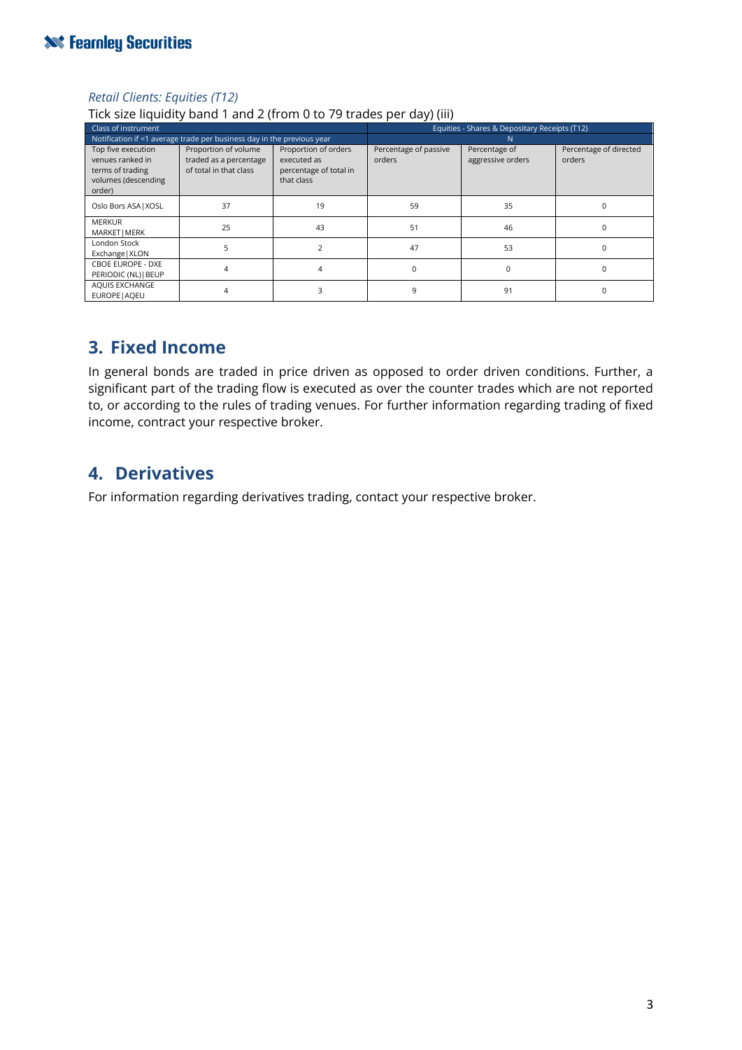*Retail Clients: Equities (T12)*

Tick size liquidity band 1 and 2 (from 0 to 79 trades per day) (iii)

| Class of instrument | | | Equities - Shares & Depositary Receipts (T12) | | |
|---|---|---|---|---|---|
| Notification if <1 average trade per business day in the previous year | | | N | | |
| Top five execution venues ranked in terms of trading volumes (descending order) | Proportion of volume traded as a percentage of total in that class | Proportion of orders executed as percentage of total in that class | Percentage of passive orders | Percentage of aggressive orders | Percentage of directed orders |
| Oslo Bors ASA\|XOSL | 37 | 19 | 59 | 35 | 0 |
| MERKUR MARKET\|MERK | 25 | 43 | 51 | 46 | 0 |
| London Stock Exchange\|XLON | 5 | 2 | 47 | 53 | 0 |
| CBOE EUROPE - DXE PERIODIC (NL)\|BEUP | 4 | 4 | 0 | 0 | 0 |
| AQUIS EXCHANGE EUROPE\|AQEU | 4 | 3 | 9 | 91 | 0 |

## 3. Fixed Income

In general bonds are traded in price driven as opposed to order driven conditions. Further, a significant part of the trading flow is executed as over the counter trades which are not reported to, or according to the rules of trading venues. For further information regarding trading of fixed income, contract your respective broker.

## 4. Derivatives

For information regarding derivatives trading, contact your respective broker.